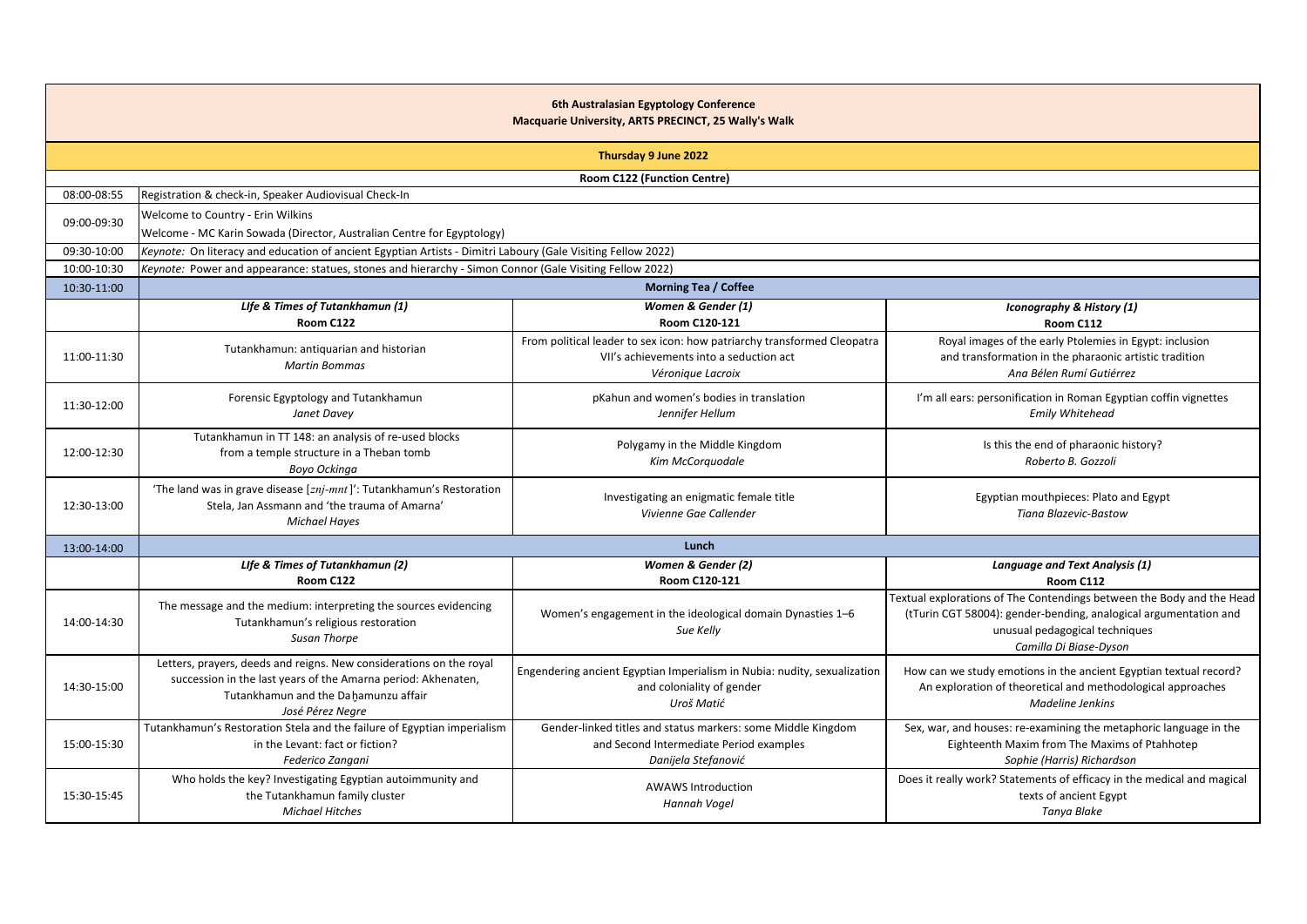# 6th Australasian Egyptology Conference

**Macquarie University, ARTS PRECINCT, 25 Wally's Walk**

## Thursday 9 June 2022

**Room C122 (Function Centre)**

| Time | | | |
|---|---|---|---|
| 08:00-08:55 | Registration & check-in, Speaker Audiovisual Check-In | | |
| 09:00-09:30 | Welcome to Country - Erin Wilkins<br>Welcome - MC Karin Sowada (Director, Australian Centre for Egyptology) | | |
| 09:30-10:00 | *Keynote:* On literacy and education of ancient Egyptian Artists - Dimitri Laboury (Gale Visiting Fellow 2022) | | |
| 10:00-10:30 | *Keynote:* Power and appearance: statues, stones and hierarchy - Simon Connor (Gale Visiting Fellow 2022) | | |
| 10:30-11:00 | **Morning Tea / Coffee** | | |
| | ***LIfe & Times of Tutankhamun (1)***<br>**Room C122** | ***Women & Gender (1)***<br>**Room C120-121** | ***Iconography & History (1)***<br>**Room C112** |
| 11:00-11:30 | Tutankhamun: antiquarian and historian<br>*Martin Bommas* | From political leader to sex icon: how patriarchy transformed Cleopatra VII's achievements into a seduction act<br>*Véronique Lacroix* | Royal images of the early Ptolemies in Egypt: inclusion and transformation in the pharaonic artistic tradition<br>*Ana Bélen Rumí Gutiérrez* |
| 11:30-12:00 | Forensic Egyptology and Tutankhamun<br>*Janet Davey* | pKahun and women's bodies in translation<br>*Jennifer Hellum* | I'm all ears: personification in Roman Egyptian coffin vignettes<br>*Emily Whitehead* |
| 12:00-12:30 | Tutankhamun in TT 148: an analysis of re-used blocks from a temple structure in a Theban tomb<br>*Boyo Ockinga* | Polygamy in the Middle Kingdom<br>*Kim McCorquodale* | Is this the end of pharaonic history?<br>*Roberto B. Gozzoli* |
| 12:30-13:00 | 'The land was in grave disease [*znj-mnt*]': Tutankhamun's Restoration Stela, Jan Assmann and 'the trauma of Amarna'<br>*Michael Hayes* | Investigating an enigmatic female title<br>*Vivienne Gae Callender* | Egyptian mouthpieces: Plato and Egypt<br>*Tiana Blazevic-Bastow* |
| 13:00-14:00 | **Lunch** | | |
| | ***LIfe & Times of Tutankhamun (2)***<br>**Room C122** | ***Women & Gender (2)***<br>**Room C120-121** | ***Language and Text Analysis (1)***<br>**Room C112** |
| 14:00-14:30 | The message and the medium: interpreting the sources evidencing Tutankhamun's religious restoration<br>*Susan Thorpe* | Women's engagement in the ideological domain Dynasties 1–6<br>*Sue Kelly* | Textual explorations of The Contendings between the Body and the Head (tTurin CGT 58004): gender-bending, analogical argumentation and unusual pedagogical techniques<br>*Camilla Di Biase-Dyson* |
| 14:30-15:00 | Letters, prayers, deeds and reigns. New considerations on the royal succession in the last years of the Amarna period: Akhenaten, Tutankhamun and the Daḫamunzu affair<br>*José Pérez Negre* | Engendering ancient Egyptian Imperialism in Nubia: nudity, sexualization and coloniality of gender<br>*Uroš Matić* | How can we study emotions in the ancient Egyptian textual record? An exploration of theoretical and methodological approaches<br>*Madeline Jenkins* |
| 15:00-15:30 | Tutankhamun's Restoration Stela and the failure of Egyptian imperialism in the Levant: fact or fiction?<br>*Federico Zangani* | Gender-linked titles and status markers: some Middle Kingdom and Second Intermediate Period examples<br>*Danijela Stefanović* | Sex, war, and houses: re-examining the metaphoric language in the Eighteenth Maxim from The Maxims of Ptahhotep<br>*Sophie (Harris) Richardson* |
| 15:30-15:45 | Who holds the key? Investigating Egyptian autoimmunity and the Tutankhamun family cluster<br>*Michael Hitches* | AWAWS Introduction<br>*Hannah Vogel* | Does it really work? Statements of efficacy in the medical and magical texts of ancient Egypt<br>*Tanya Blake* |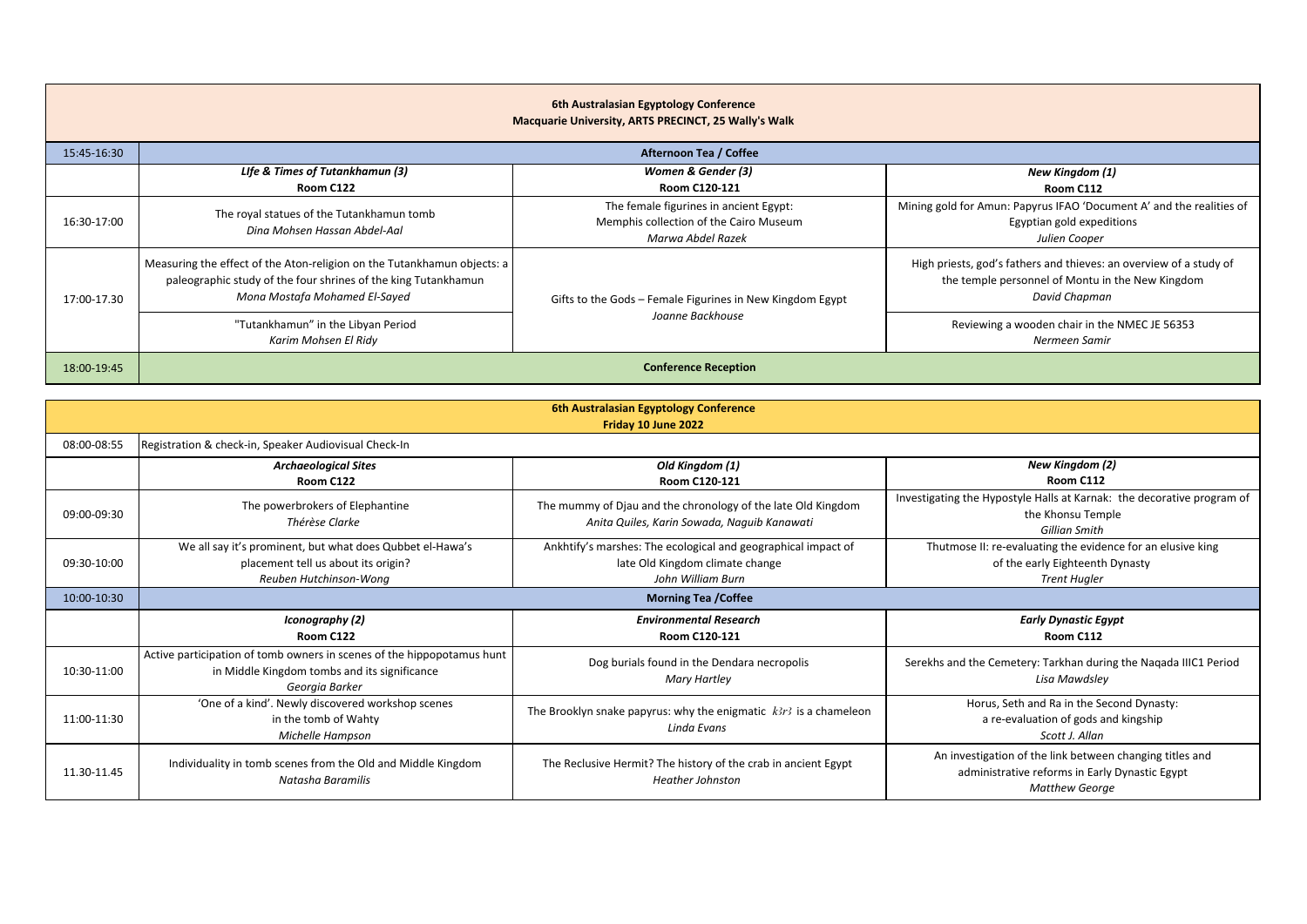| **6th Australasian Egyptology Conference<br>Macquarie University, ARTS PRECINCT, 25 Wally's Walk** | | | |
|---|---|---|---|
| 15:45-16:30 | **Afternoon Tea / Coffee** | | |
| | ***LIfe & Times of Tutankhamun (3)***<br>**Room C122** | ***Women & Gender (3)***<br>**Room C120-121** | ***New Kingdom (1)***<br>**Room C112** |
| 16:30-17:00 | The royal statues of the Tutankhamun tomb<br>*Dina Mohsen Hassan Abdel-Aal* | The female figurines in ancient Egypt:<br>Memphis collection of the Cairo Museum<br>*Marwa Abdel Razek* | Mining gold for Amun: Papyrus IFAO 'Document A' and the realities of Egyptian gold expeditions<br>*Julien Cooper* |
| 17:00-17.30 | Measuring the effect of the Aton-religion on the Tutankhamun objects: a paleographic study of the four shrines of the king Tutankhamun<br>*Mona Mostafa Mohamed El-Sayed* | Gifts to the Gods – Female Figurines in New Kingdom Egypt<br>*Joanne Backhouse* | High priests, god's fathers and thieves: an overview of a study of the temple personnel of Montu in the New Kingdom<br>*David Chapman* |
| | "Tutankhamun" in the Libyan Period<br>*Karim Mohsen El Ridy* | | Reviewing a wooden chair in the NMEC JE 56353<br>*Nermeen Samir* |
| 18:00-19:45 | **Conference Reception** | | |

| **6th Australasian Egyptology Conference<br>Friday 10 June 2022** | | | |
|---|---|---|---|
| 08:00-08:55 | Registration & check-in, Speaker Audiovisual Check-In | | |
| | ***Archaeological Sites***<br>**Room C122** | ***Old Kingdom (1)***<br>**Room C120-121** | ***New Kingdom (2)***<br>**Room C112** |
| 09:00-09:30 | The powerbrokers of Elephantine<br>*Thérèse Clarke* | The mummy of Djau and the chronology of the late Old Kingdom<br>*Anita Quiles, Karin Sowada, Naguib Kanawati* | Investigating the Hypostyle Halls at Karnak: the decorative program of the Khonsu Temple<br>*Gillian Smith* |
| 09:30-10:00 | We all say it's prominent, but what does Qubbet el-Hawa's placement tell us about its origin?<br>*Reuben Hutchinson-Wong* | Ankhtify's marshes: The ecological and geographical impact of late Old Kingdom climate change<br>*John William Burn* | Thutmose II: re-evaluating the evidence for an elusive king of the early Eighteenth Dynasty<br>*Trent Hugler* |
| 10:00-10:30 | **Morning Tea /Coffee** | | |
| | ***Iconography (2)***<br>**Room C122** | ***Environmental Research***<br>**Room C120-121** | ***Early Dynastic Egypt***<br>**Room C112** |
| 10:30-11:00 | Active participation of tomb owners in scenes of the hippopotamus hunt in Middle Kingdom tombs and its significance<br>*Georgia Barker* | Dog burials found in the Dendara necropolis<br>*Mary Hartley* | Serekhs and the Cemetery: Tarkhan during the Naqada IIIC1 Period<br>*Lisa Mawdsley* |
| 11:00-11:30 | 'One of a kind'. Newly discovered workshop scenes in the tomb of Wahty<br>*Michelle Hampson* | The Brooklyn snake papyrus: why the enigmatic *k3r3* is a chameleon<br>*Linda Evans* | Horus, Seth and Ra in the Second Dynasty: a re-evaluation of gods and kingship<br>*Scott J. Allan* |
| 11.30-11.45 | Individuality in tomb scenes from the Old and Middle Kingdom<br>*Natasha Baramilis* | The Reclusive Hermit? The history of the crab in ancient Egypt<br>*Heather Johnston* | An investigation of the link between changing titles and administrative reforms in Early Dynastic Egypt<br>*Matthew George* |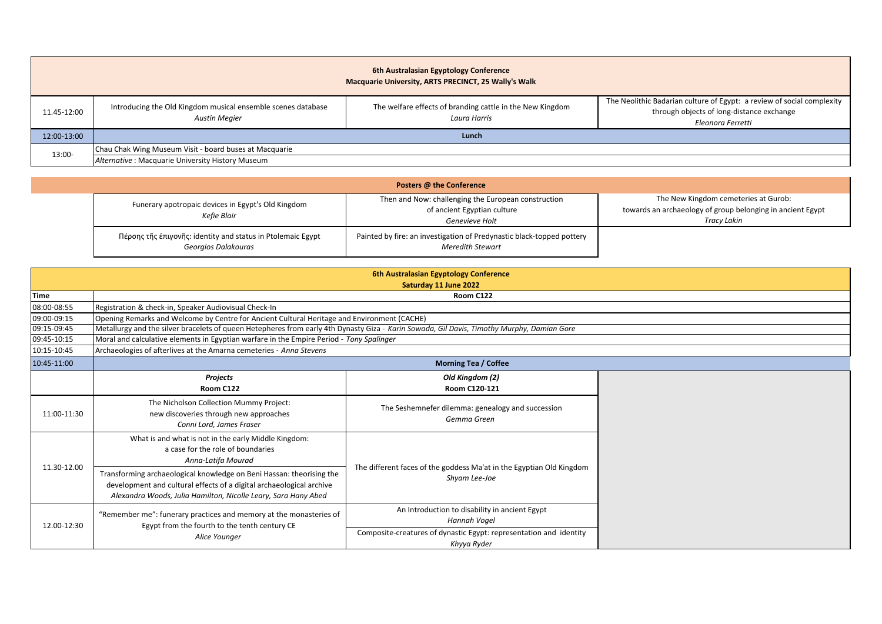### 6th Australasian Egyptology Conference
**Macquarie University, ARTS PRECINCT, 25 Wally's Walk**

| | | | |
|---|---|---|---|
| 11.45-12:00 | Introducing the Old Kingdom musical ensemble scenes database<br>*Austin Megier* | The welfare effects of branding cattle in the New Kingdom<br>*Laura Harris* | The Neolithic Badarian culture of Egypt: a review of social complexity through objects of long-distance exchange<br>*Eleonora Ferretti* |
| 12:00-13:00 | **Lunch** | | |
| 13:00- | Chau Chak Wing Museum Visit - board buses at Macquarie | | |
| | *Alternative* : Macquarie University History Museum | | |

### Posters @ the Conference

| | | |
|---|---|---|
| Funerary apotropaic devices in Egypt's Old Kingdom<br>*Kefie Blair* | Then and Now: challenging the European construction of ancient Egyptian culture<br>*Genevieve Holt* | The New Kingdom cemeteries at Gurob: towards an archaeology of group belonging in ancient Egypt<br>*Tracy Lakin* |
| Πέρσης τῆς ἐπιγονῆς: identity and status in Ptolemaic Egypt<br>*Georgios Dakalouras* | Painted by fire: an investigation of Predynastic black-topped pottery<br>*Meredith Stewart* | |

### 6th Australasian Egyptology Conference
**Saturday 11 June 2022**

| Time | Room C122 | | |
|---|---|---|---|
| 08:00-08:55 | Registration & check-in, Speaker Audiovisual Check-In | | |
| 09:00-09:15 | Opening Remarks and Welcome by Centre for Ancient Cultural Heritage and Environment (CACHE) | | |
| 09:15-09:45 | Metallurgy and the silver bracelets of queen Hetepheres from early 4th Dynasty Giza - *Karin Sowada, Gil Davis, Timothy Murphy, Damian Gore* | | |
| 09:45-10:15 | Moral and calculative elements in Egyptian warfare in the Empire Period - *Tony Spalinger* | | |
| 10:15-10:45 | Archaeologies of afterlives at the Amarna cemeteries - *Anna Stevens* | | |
| 10:45-11:00 | **Morning Tea / Coffee** | | |
| | ***Projects***<br>**Room C122** | ***Old Kingdom (2)***<br>**Room C120-121** | |
| 11:00-11:30 | The Nicholson Collection Mummy Project: new discoveries through new approaches<br>*Conni Lord, James Fraser* | The Seshemnefer dilemma: genealogy and succession<br>*Gemma Green* | |
| 11.30-12.00 | What is and what is not in the early Middle Kingdom: a case for the role of boundaries<br>*Anna-Latifa Mourad* | The different faces of the goddess Ma'at in the Egyptian Old Kingdom<br>*Shyam Lee-Joe* | |
| | Transforming archaeological knowledge on Beni Hassan: theorising the development and cultural effects of a digital archaeological archive<br>*Alexandra Woods, Julia Hamilton, Nicolle Leary, Sara Hany Abed* | | |
| 12.00-12:30 | "Remember me": funerary practices and memory at the monasteries of Egypt from the fourth to the tenth century CE<br>*Alice Younger* | An Introduction to disability in ancient Egypt<br>*Hannah Vogel* | |
| | | Composite-creatures of dynastic Egypt: representation and identity<br>*Khyya Ryder* | |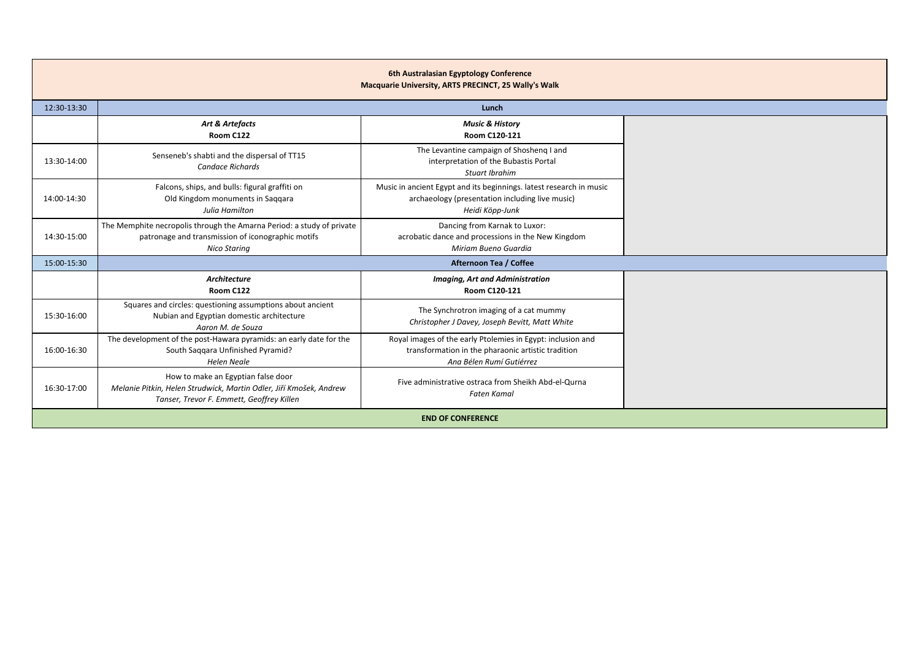**6th Australasian Egyptology Conference**
**Macquarie University, ARTS PRECINCT, 25 Wally's Walk**

| | | | |
|---|---|---|---|
| 12:30-13:30 | **Lunch** | | |
| | ***Art & Artefacts*** **Room C122** | ***Music & History*** **Room C120-121** | |
| 13:30-14:00 | Senseneb's shabti and the dispersal of TT15 *Candace Richards* | The Levantine campaign of Shoshenq I and interpretation of the Bubastis Portal *Stuart Ibrahim* | |
| 14:00-14:30 | Falcons, ships, and bulls: figural graffiti on Old Kingdom monuments in Saqqara *Julia Hamilton* | Music in ancient Egypt and its beginnings. latest research in music archaeology (presentation including live music) *Heidi Köpp-Junk* | |
| 14:30-15:00 | The Memphite necropolis through the Amarna Period: a study of private patronage and transmission of iconographic motifs *Nico Staring* | Dancing from Karnak to Luxor: acrobatic dance and processions in the New Kingdom *Miriam Bueno Guardia* | |
| 15:00-15:30 | **Afternoon Tea / Coffee** | | |
| | ***Architecture*** **Room C122** | ***Imaging, Art and Administration*** **Room C120-121** | |
| 15:30-16:00 | Squares and circles: questioning assumptions about ancient Nubian and Egyptian domestic architecture *Aaron M. de Souza* | The Synchrotron imaging of a cat mummy *Christopher J Davey, Joseph Bevitt, Matt White* | |
| 16:00-16:30 | The development of the post-Hawara pyramids: an early date for the South Saqqara Unfinished Pyramid? *Helen Neale* | Royal images of the early Ptolemies in Egypt: inclusion and transformation in the pharaonic artistic tradition *Ana Bélen Rumí Gutiérrez* | |
| 16:30-17:00 | How to make an Egyptian false door *Melanie Pitkin, Helen Strudwick, Martin Odler, Jiří Kmošek, Andrew Tanser, Trevor F. Emmett, Geoffrey Killen* | Five administrative ostraca from Sheikh Abd-el-Qurna *Faten Kamal* | |
| **END OF CONFERENCE** | | | |